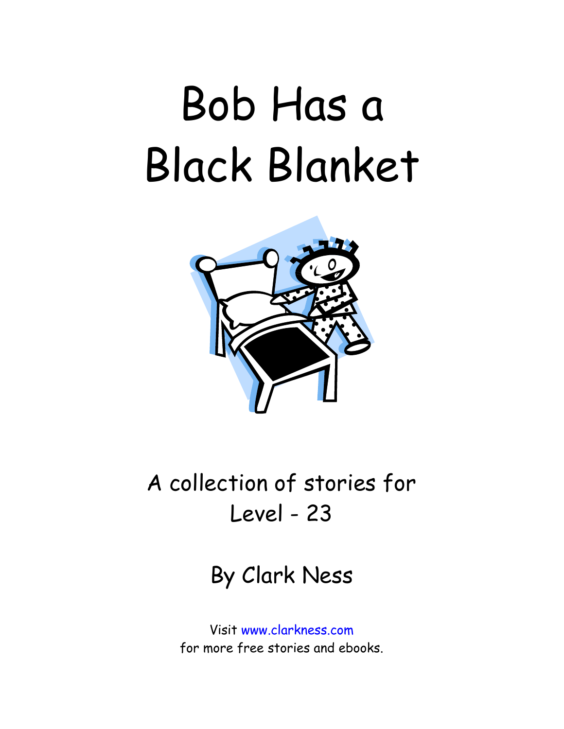# Bob Has a Black Blanket

A collection of stories for Level - 23

By Clark Ness

Visit www.clarkness.com for more free stories and ebooks.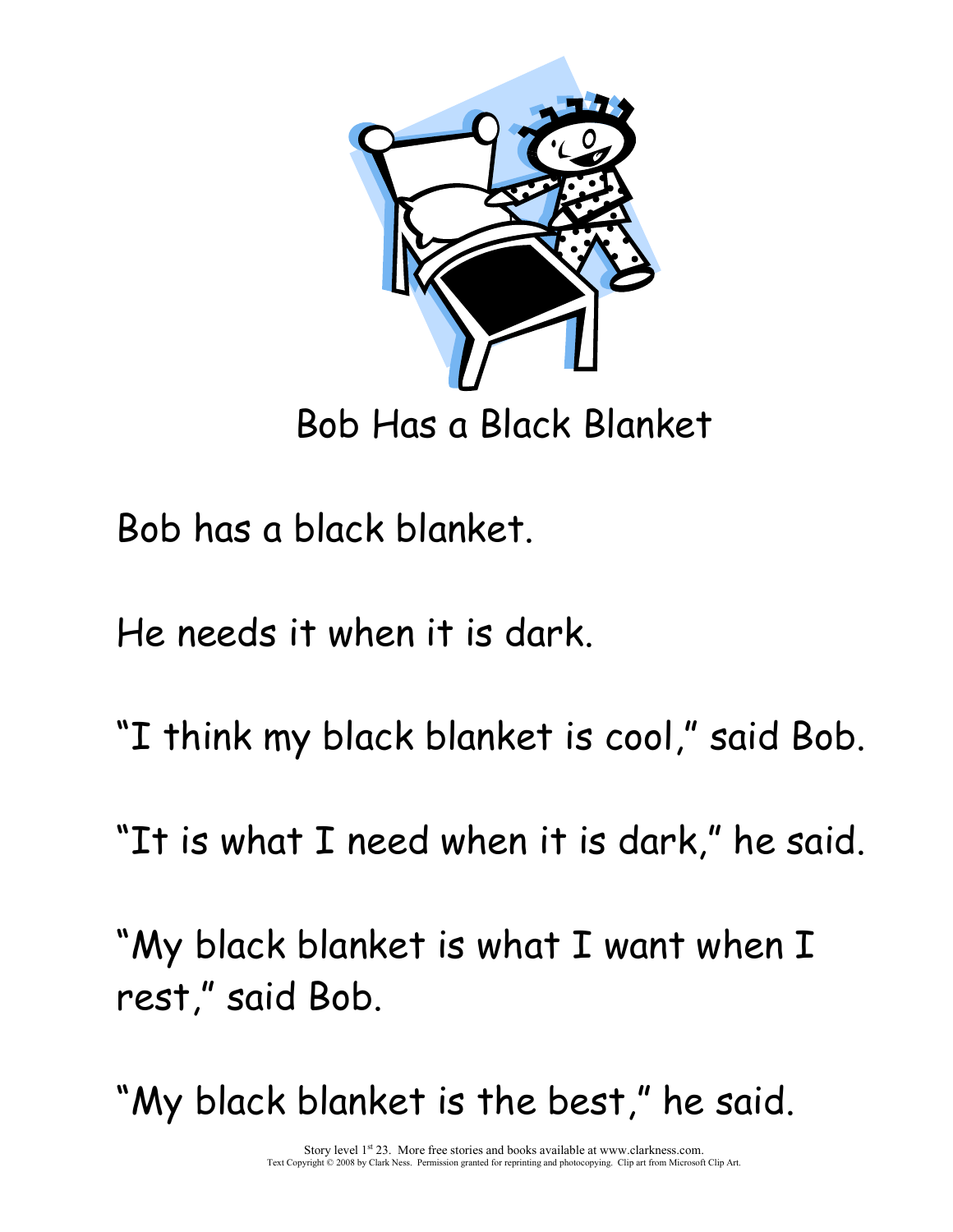# Bob Has a Black Blanket

Bob has a black blanket.

He needs it when it is dark.

"I think my black blanket is cool," said Bob.

"It is what I need when it is dark," he said.

"My black blanket is what I want when I rest," said Bob.

"My black blanket is the best," he said.

Story level 1st 23. More free stories and books available at www.clarkness.com.
Text Copyright © 2008 by Clark Ness. Permission granted for reprinting and photocopying. Clip art from Microsoft Clip Art.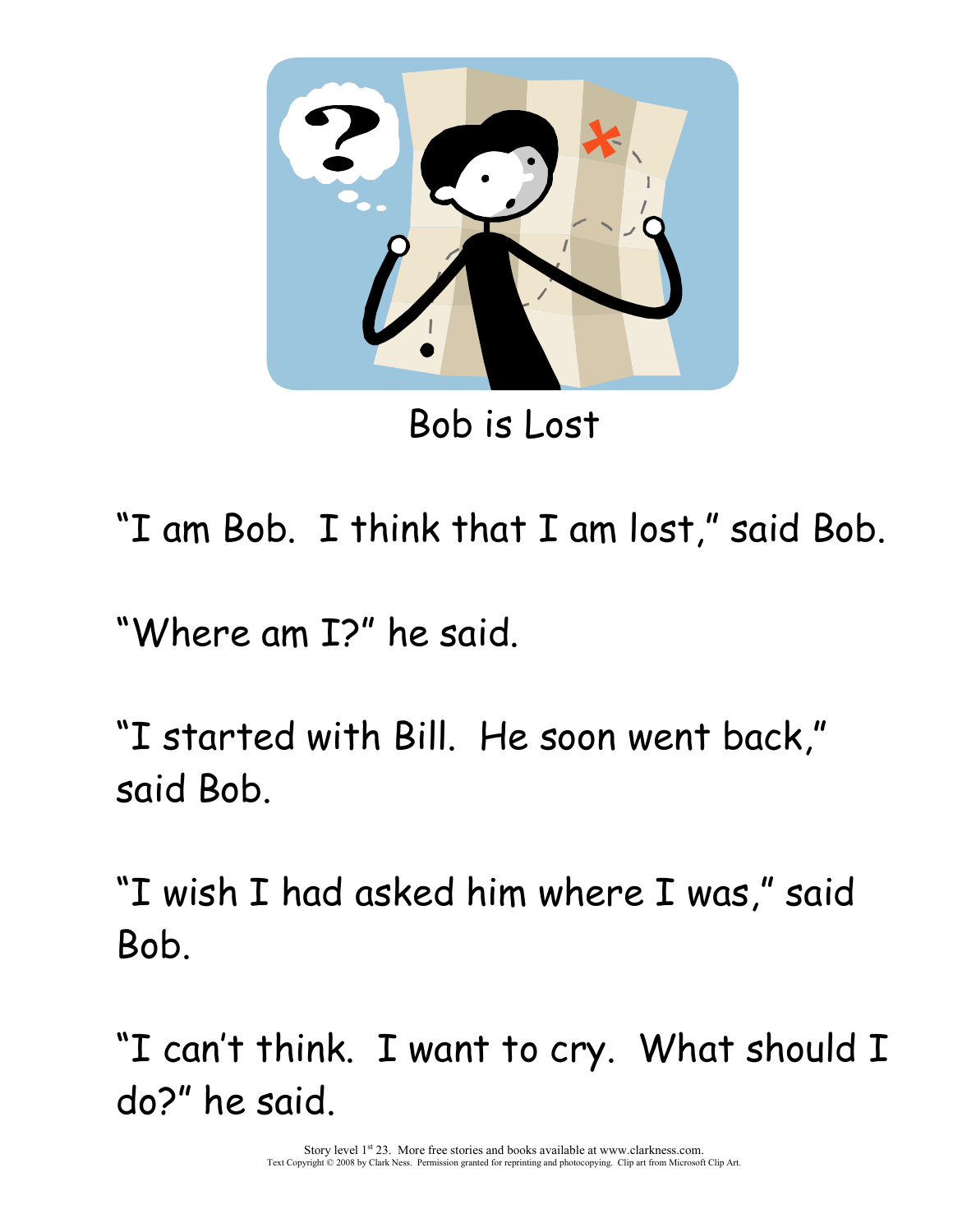Bob is Lost

"I am Bob. I think that I am lost," said Bob.

"Where am I?" he said.

"I started with Bill. He soon went back," said Bob.

"I wish I had asked him where I was," said Bob.

"I can't think. I want to cry. What should I do?" he said.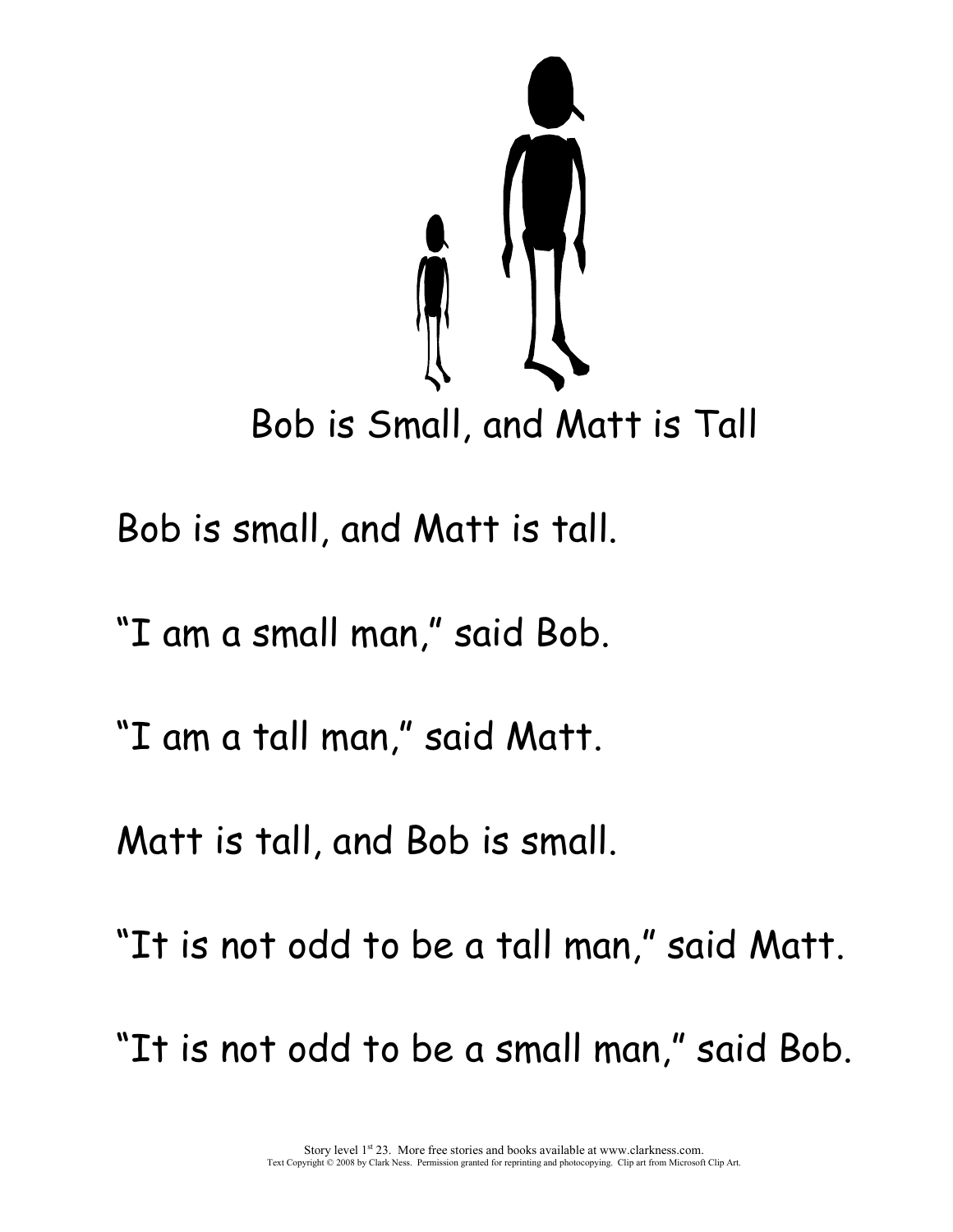# Bob is Small, and Matt is Tall

Bob is small, and Matt is tall.

"I am a small man," said Bob.

"I am a tall man," said Matt.

Matt is tall, and Bob is small.

"It is not odd to be a tall man," said Matt.

"It is not odd to be a small man," said Bob.

Story level 1st 23. More free stories and books available at www.clarkness.com.
Text Copyright © 2008 by Clark Ness. Permission granted for reprinting and photocopying. Clip art from Microsoft Clip Art.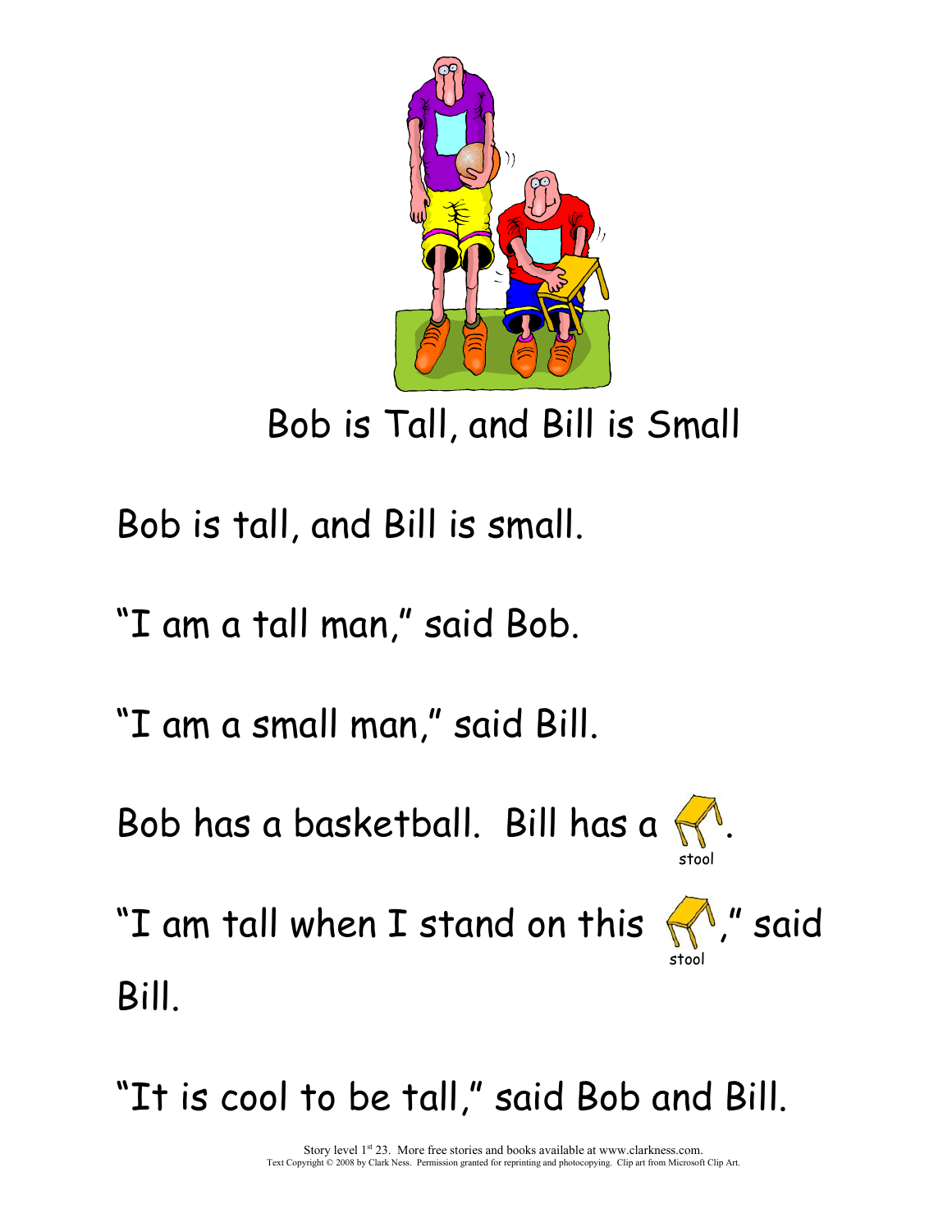# Bob is Tall, and Bill is Small

Bob is tall, and Bill is small.

"I am a tall man," said Bob.

"I am a small man," said Bill.

Bob has a basketball. Bill has a stool.

"I am tall when I stand on this stool," said Bill.

"It is cool to be tall," said Bob and Bill.

Story level 1st 23. More free stories and books available at www.clarkness.com.
Text Copyright © 2008 by Clark Ness. Permission granted for reprinting and photocopying. Clip art from Microsoft Clip Art.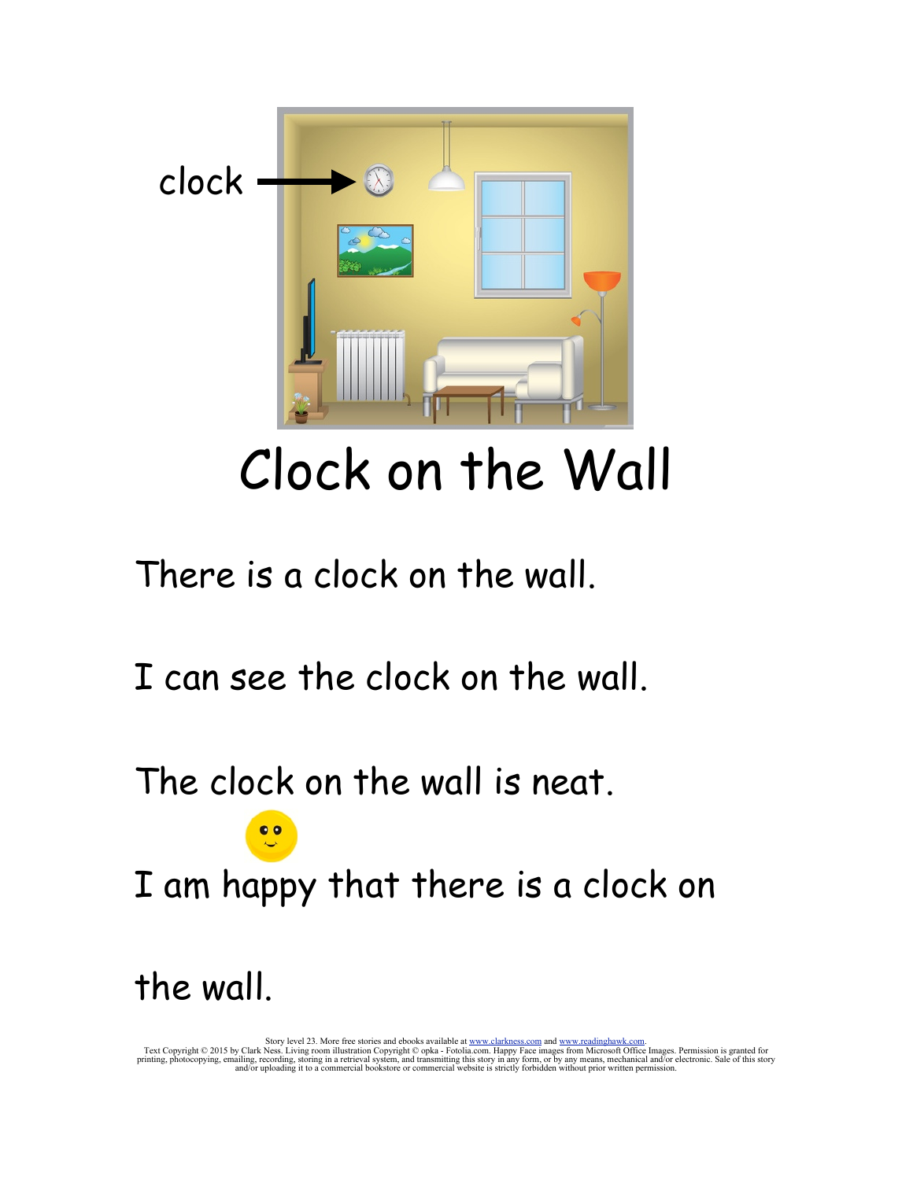clock

# Clock on the Wall

There is a clock on the wall.

I can see the clock on the wall.

The clock on the wall is neat.

I am happy that there is a clock on the wall.

Story level 23. More free stories and ebooks available at www.clarkness.com and www.readinghawk.com.
Text Copyright © 2015 by Clark Ness. Living room illustration Copyright © opka - Fotolia.com. Happy Face images from Microsoft Office Images. Permission is granted for printing, photocopying, emailing, recording, storing in a retrieval system, and transmitting this story in any form, or by any means, mechanical and/or electronic. Sale of this story and/or uploading it to a commercial bookstore or commercial website is strictly forbidden without prior written permission.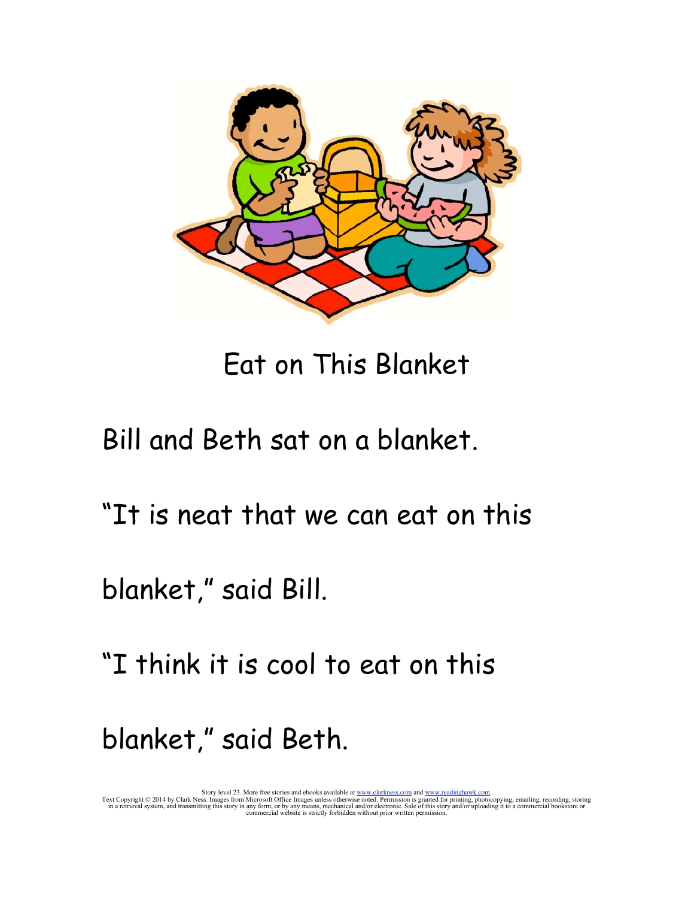# Eat on This Blanket

Bill and Beth sat on a blanket.

"It is neat that we can eat on this blanket," said Bill.

"I think it is cool to eat on this blanket," said Beth.

Story level 23. More free stories and ebooks available at www.clarkness.com and www.readinghawk.com.
Text Copyright © 2014 by Clark Ness. Images from Microsoft Office Images unless otherwise noted. Permission is granted for printing, photocopying, emailing, recording, storing in a retrieval system, and transmitting this story in any form, or by any means, mechanical and/or electronic. Sale of this story and/or uploading it to a commercial bookstore or commercial website is strictly forbidden without prior written permission.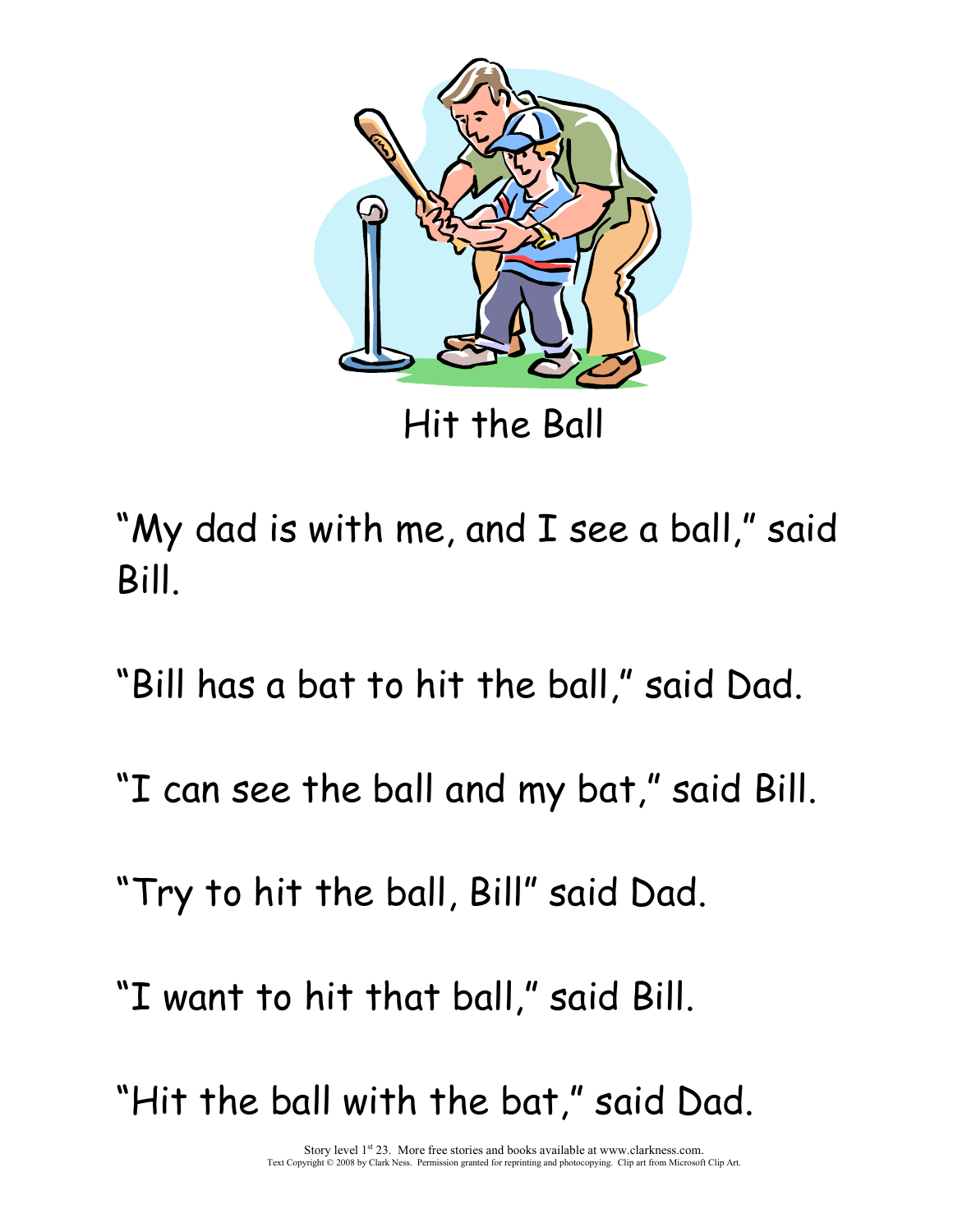# Hit the Ball

"My dad is with me, and I see a ball," said Bill.

"Bill has a bat to hit the ball," said Dad.

"I can see the ball and my bat," said Bill.

"Try to hit the ball, Bill" said Dad.

"I want to hit that ball," said Bill.

"Hit the ball with the bat," said Dad.

Story level 1st 23. More free stories and books available at www.clarkness.com.
Text Copyright © 2008 by Clark Ness. Permission granted for reprinting and photocopying. Clip art from Microsoft Clip Art.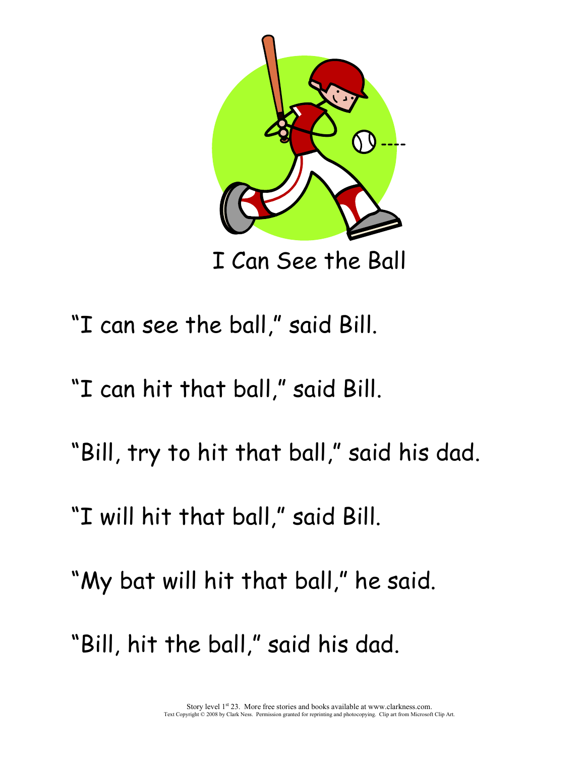# I Can See the Ball

"I can see the ball," said Bill.

"I can hit that ball," said Bill.

"Bill, try to hit that ball," said his dad.

"I will hit that ball," said Bill.

"My bat will hit that ball," he said.

"Bill, hit the ball," said his dad.

Story level 1st 23. More free stories and books available at www.clarkness.com.
Text Copyright © 2008 by Clark Ness. Permission granted for reprinting and photocopying. Clip art from Microsoft Clip Art.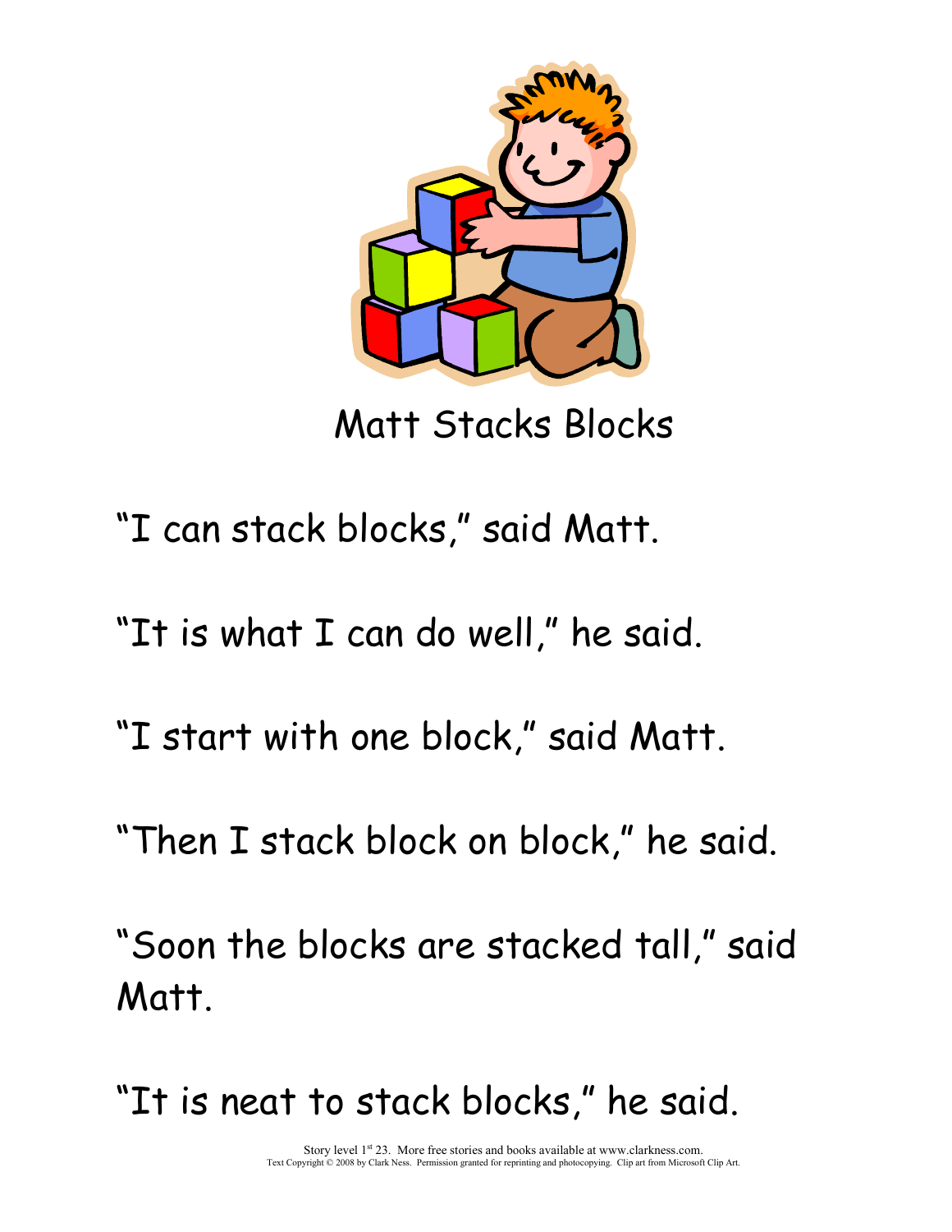# Matt Stacks Blocks

"I can stack blocks," said Matt.

"It is what I can do well," he said.

"I start with one block," said Matt.

"Then I stack block on block," he said.

"Soon the blocks are stacked tall," said Matt.

"It is neat to stack blocks," he said.

Story level 1st 23. More free stories and books available at www.clarkness.com.
Text Copyright © 2008 by Clark Ness. Permission granted for reprinting and photocopying. Clip art from Microsoft Clip Art.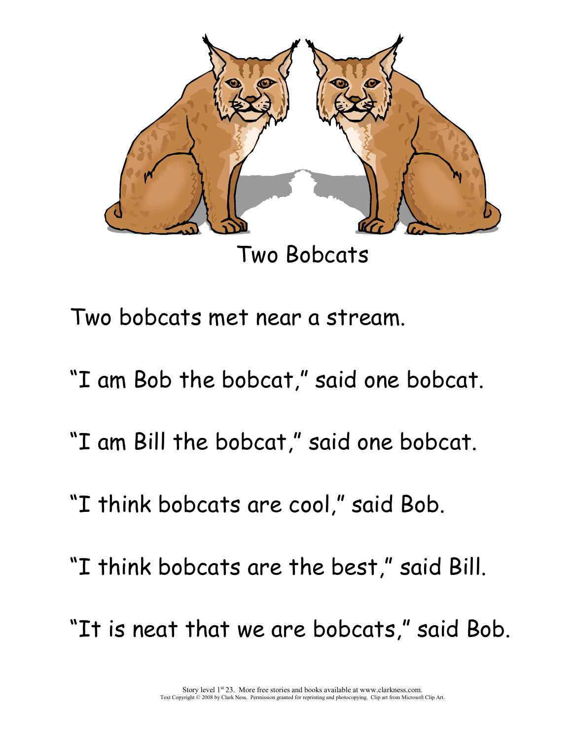Two Bobcats

Two bobcats met near a stream.

"I am Bob the bobcat," said one bobcat.

"I am Bill the bobcat," said one bobcat.

"I think bobcats are cool," said Bob.

"I think bobcats are the best," said Bill.

"It is neat that we are bobcats," said Bob.

Story level 1st 23. More free stories and books available at www.clarkness.com.
Text Copyright © 2008 by Clark Ness. Permission granted for reprinting and photocopying. Clip art from Microsoft Clip Art.